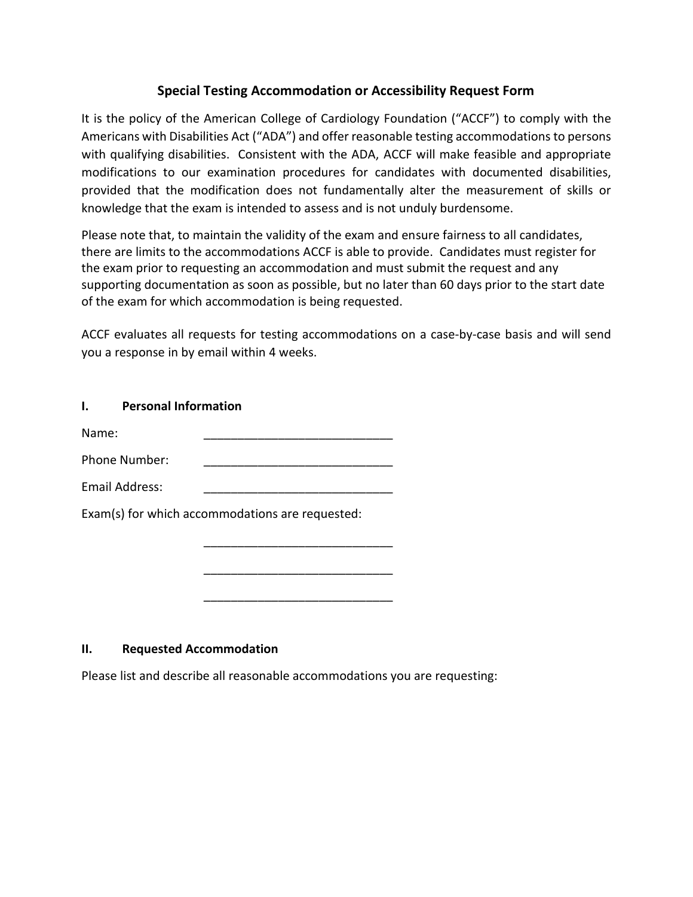## Special Testing Accommodation or Accessibility Request Form

It is the policy of the American College of Cardiology Foundation ("ACCF") to comply with the Americans with Disabilities Act ("ADA") and offer reasonable testing accommodations to persons with qualifying disabilities. Consistent with the ADA, ACCF will make feasible and appropriate modifications to our examination procedures for candidates with documented disabilities, provided that the modification does not fundamentally alter the measurement of skills or knowledge that the exam is intended to assess and is not unduly burdensome.

Please note that, to maintain the validity of the exam and ensure fairness to all candidates, there are limits to the accommodations ACCF is able to provide. Candidates must register for the exam prior to requesting an accommodation and must submit the request and any supporting documentation as soon as possible, but no later than 60 days prior to the start date of the exam for which accommodation is being requested.

ACCF evaluates all requests for testing accommodations on a case-by-case basis and will send you a response in by email within 4 weeks.

### I. Personal Information

Name: ____________________________

Phone Number: ____________________________

Email Address: ____________________________

Exam(s) for which accommodations are requested:

____________________________

____________________________

____________________________

### II. Requested Accommodation

Please list and describe all reasonable accommodations you are requesting: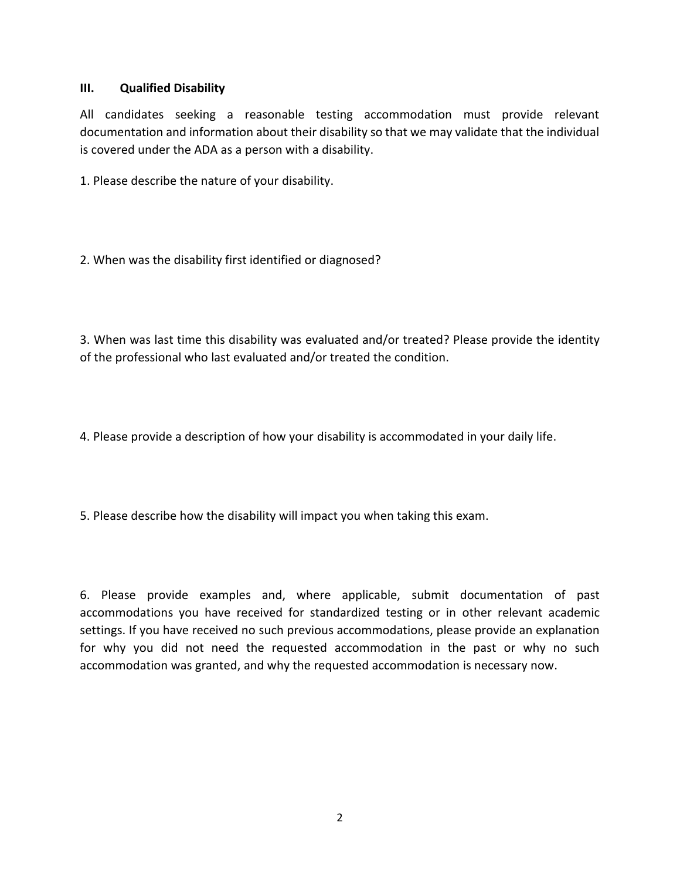## III. Qualified Disability

All candidates seeking a reasonable testing accommodation must provide relevant documentation and information about their disability so that we may validate that the individual is covered under the ADA as a person with a disability.

1. Please describe the nature of your disability.

2. When was the disability first identified or diagnosed?

3. When was last time this disability was evaluated and/or treated? Please provide the identity of the professional who last evaluated and/or treated the condition.

4. Please provide a description of how your disability is accommodated in your daily life.

5. Please describe how the disability will impact you when taking this exam.

6. Please provide examples and, where applicable, submit documentation of past accommodations you have received for standardized testing or in other relevant academic settings. If you have received no such previous accommodations, please provide an explanation for why you did not need the requested accommodation in the past or why no such accommodation was granted, and why the requested accommodation is necessary now.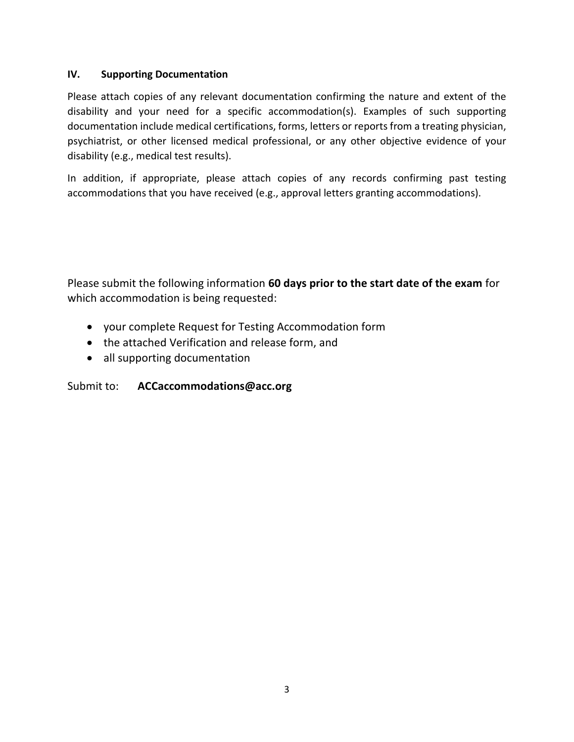## IV. Supporting Documentation

Please attach copies of any relevant documentation confirming the nature and extent of the disability and your need for a specific accommodation(s). Examples of such supporting documentation include medical certifications, forms, letters or reports from a treating physician, psychiatrist, or other licensed medical professional, or any other objective evidence of your disability (e.g., medical test results).

In addition, if appropriate, please attach copies of any records confirming past testing accommodations that you have received (e.g., approval letters granting accommodations).

Please submit the following information **60 days prior to the start date of the exam** for which accommodation is being requested:

- your complete Request for Testing Accommodation form
- the attached Verification and release form, and
- all supporting documentation

Submit to: **ACCaccommodations@acc.org**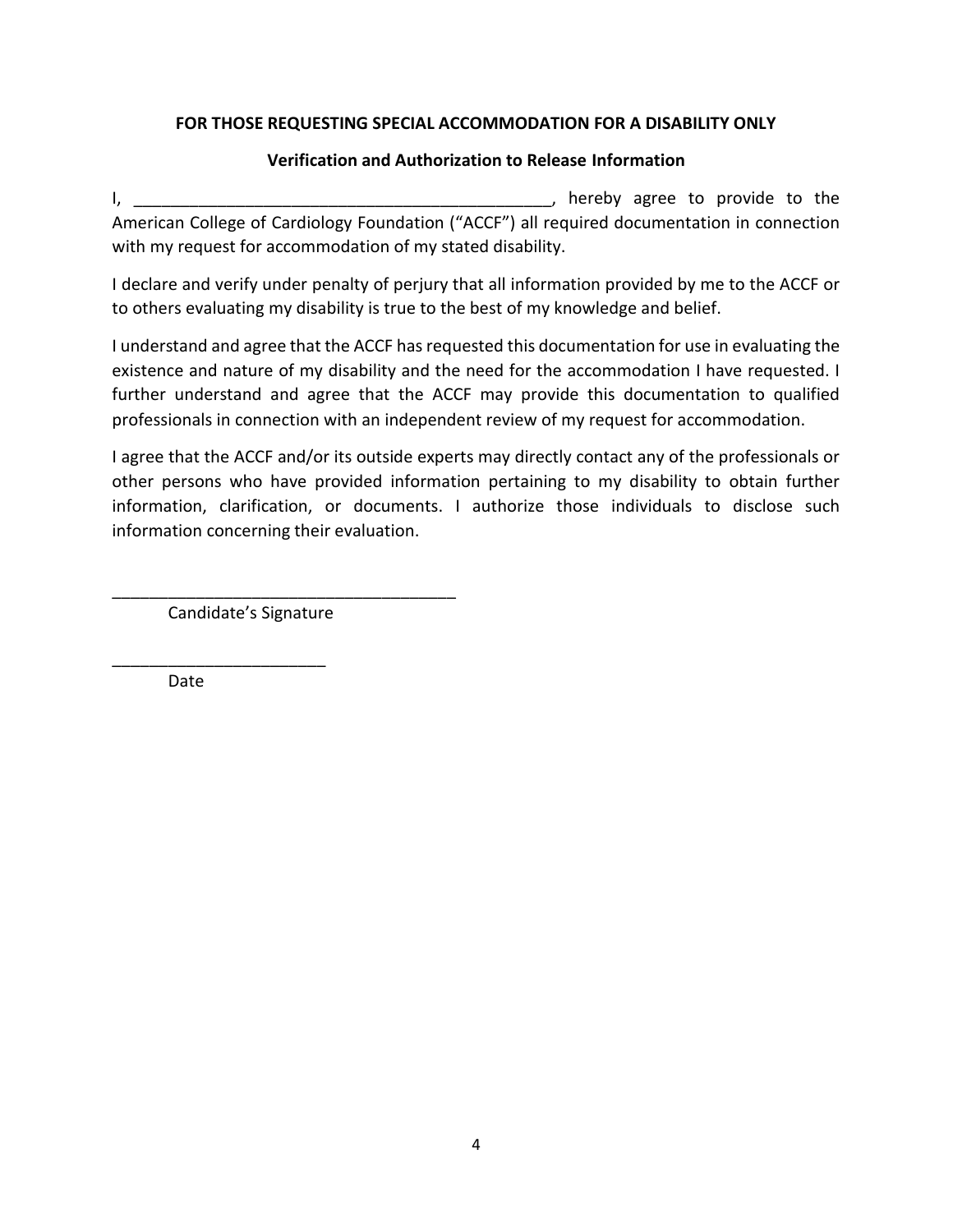**FOR THOSE REQUESTING SPECIAL ACCOMMODATION FOR A DISABILITY ONLY**

**Verification and Authorization to Release Information**

I, _______________________________________________, hereby agree to provide to the American College of Cardiology Foundation ("ACCF") all required documentation in connection with my request for accommodation of my stated disability.

I declare and verify under penalty of perjury that all information provided by me to the ACCF or to others evaluating my disability is true to the best of my knowledge and belief.

I understand and agree that the ACCF has requested this documentation for use in evaluating the existence and nature of my disability and the need for the accommodation I have requested. I further understand and agree that the ACCF may provide this documentation to qualified professionals in connection with an independent review of my request for accommodation.

I agree that the ACCF and/or its outside experts may directly contact any of the professionals or other persons who have provided information pertaining to my disability to obtain further information, clarification, or documents. I authorize those individuals to disclose such information concerning their evaluation.

______________________________________
Candidate's Signature

________________________
Date